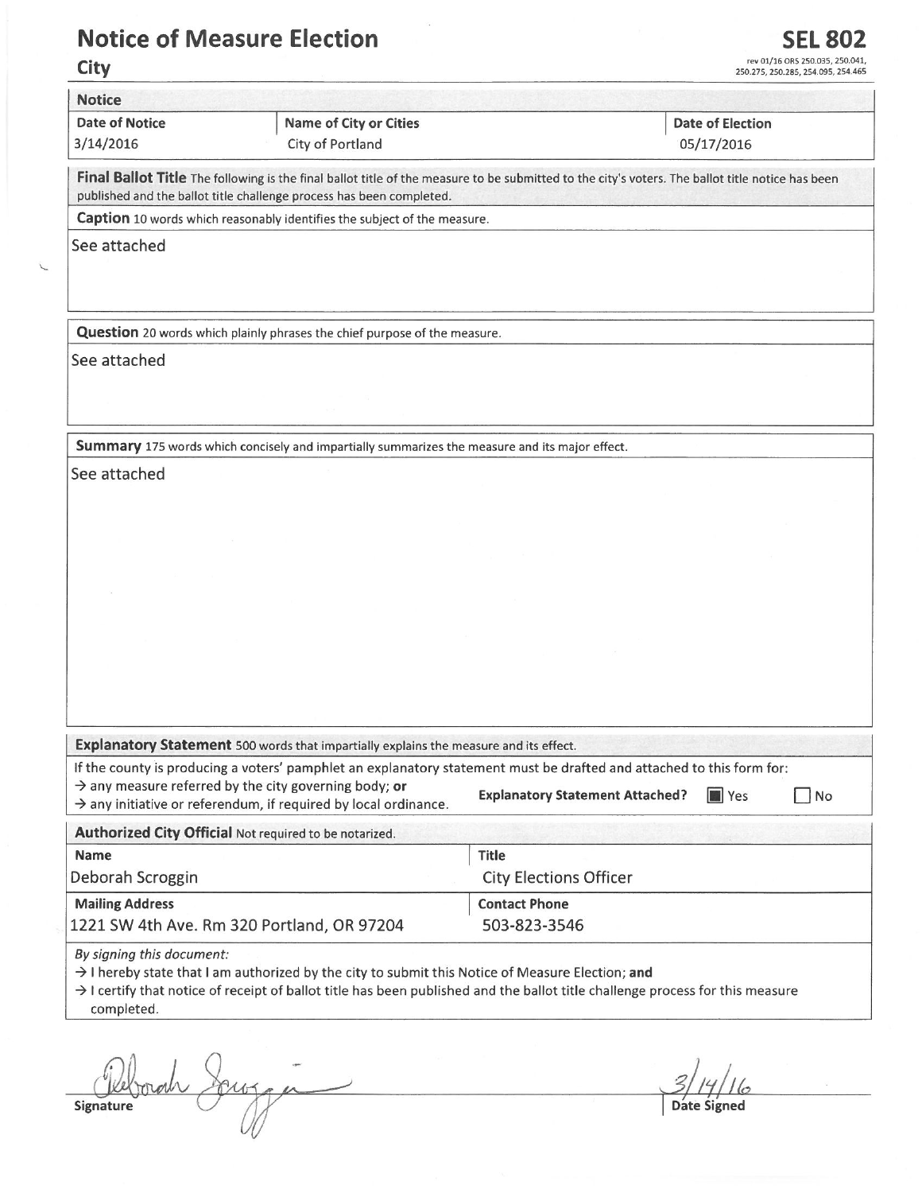# Notice of Measure Election

## City

**SEL 802**

rev 01/16 ORS 250.035, 250.041, 250.275, 250.285, 254.095, 254.465

### Notice

| Date of Notice | Name of City or Cities | Date of Election |
|---|---|---|
| 3/14/2016 | City of Portland | 05/17/2016 |

**Final Ballot Title** The following is the final ballot title of the measure to be submitted to the city's voters. The ballot title notice has been published and the ballot title challenge process has been completed.

**Caption** 10 words which reasonably identifies the subject of the measure.

See attached

**Question** 20 words which plainly phrases the chief purpose of the measure.

See attached

**Summary** 175 words which concisely and impartially summarizes the measure and its major effect.

See attached

**Explanatory Statement** 500 words that impartially explains the measure and its effect.

If the county is producing a voters' pamphlet an explanatory statement must be drafted and attached to this form for:

→ any measure referred by the city governing body; **or**

→ any initiative or referendum, if required by local ordinance.

**Explanatory Statement Attached?** ☒ Yes ☐ No

### Authorized City Official Not required to be notarized.

| Name | Title |
|---|---|
| Deborah Scroggin | City Elections Officer |
| **Mailing Address** | **Contact Phone** |
| 1221 SW 4th Ave. Rm 320 Portland, OR 97204 | 503-823-3546 |

*By signing this document:*

→ I hereby state that I am authorized by the city to submit this Notice of Measure Election; **and**

→ I certify that notice of receipt of ballot title has been published and the ballot title challenge process for this measure completed.

Signature: Deborah Scroggin

Date Signed: 3/14/16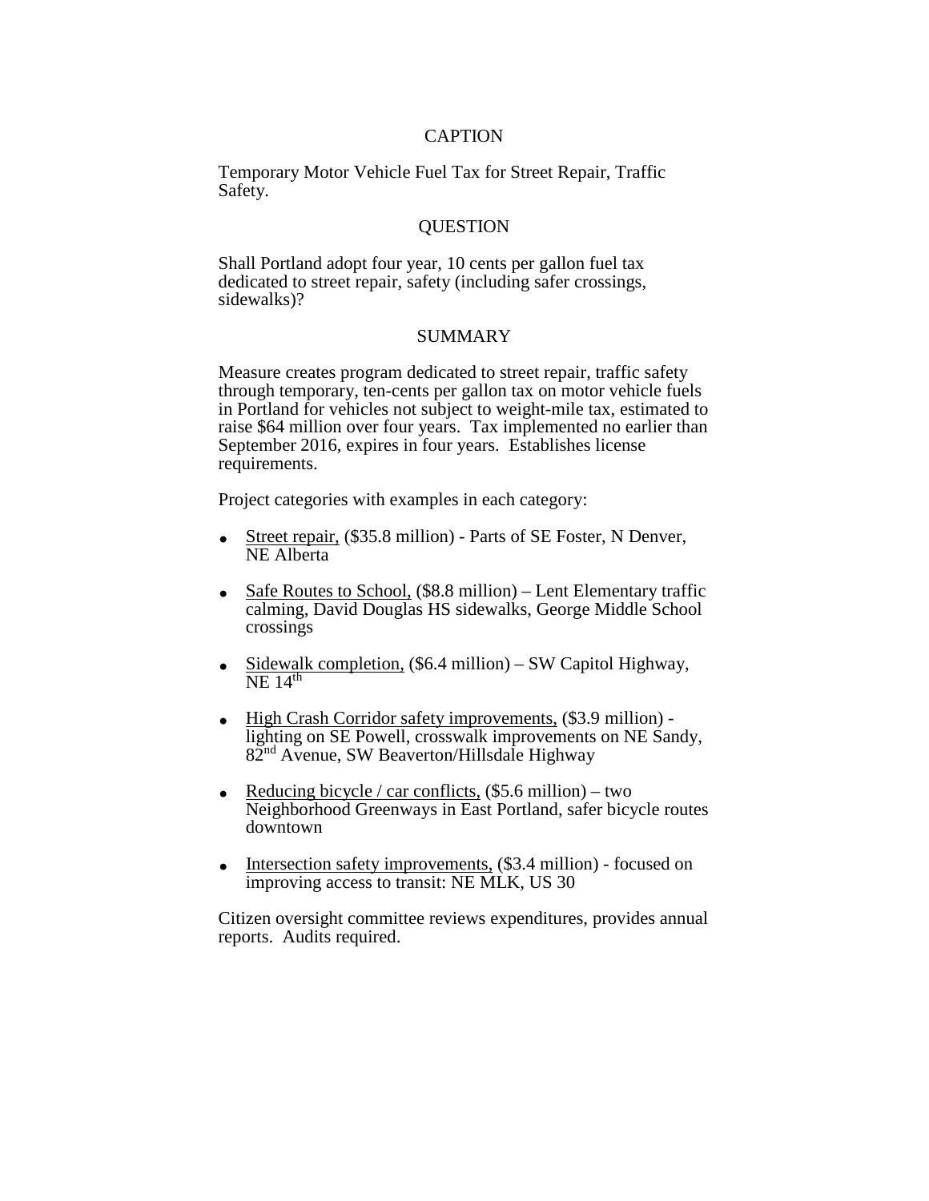## CAPTION

Temporary Motor Vehicle Fuel Tax for Street Repair, Traffic Safety.

## QUESTION

Shall Portland adopt four year, 10 cents per gallon fuel tax dedicated to street repair, safety (including safer crossings, sidewalks)?

## SUMMARY

Measure creates program dedicated to street repair, traffic safety through temporary, ten-cents per gallon tax on motor vehicle fuels in Portland for vehicles not subject to weight-mile tax, estimated to raise $64 million over four years. Tax implemented no earlier than September 2016, expires in four years. Establishes license requirements.

Project categories with examples in each category:

- Street repair, ($35.8 million) - Parts of SE Foster, N Denver, NE Alberta
- Safe Routes to School, ($8.8 million) – Lent Elementary traffic calming, David Douglas HS sidewalks, George Middle School crossings
- Sidewalk completion, ($6.4 million) – SW Capitol Highway, NE 14th
- High Crash Corridor safety improvements, ($3.9 million) - lighting on SE Powell, crosswalk improvements on NE Sandy, 82nd Avenue, SW Beaverton/Hillsdale Highway
- Reducing bicycle / car conflicts, ($5.6 million) – two Neighborhood Greenways in East Portland, safer bicycle routes downtown
- Intersection safety improvements, ($3.4 million) - focused on improving access to transit: NE MLK, US 30

Citizen oversight committee reviews expenditures, provides annual reports. Audits required.